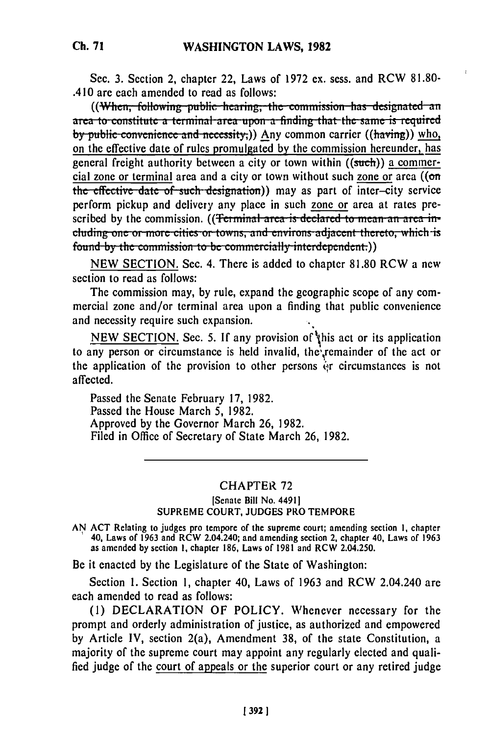Sec. 3. Section 2, chapter 22, Laws of 1972 ex. sess. and RCW 81.80-.410 are each amended to read as follows:

((When, following public hearing, the commission has designated an area to constitute a terminal area upon a finding that the same is required by public convenience and necessity,)) Any common carrier ((having)) who, on the effective date of rules promulgated by the commission hereunder, has general freight authority between a city or town within ((such)) a commercial zone or terminal area and a city or town without such zone or area ((on the effective date of such designation)) may as part of inter-city service perform pickup and delivery any place in such zone or area at rates prescribed by the commission. ((Terminal area is declared to mean an area including one or more cities or towns, and environs adjacent thereto, which is found by the commission to be commercially interdependent.))

NEW SECTION. Sec. 4. There is added to chapter 81.80 RCW a new section to read as follows:

The commission may, by rule, expand the geographic scope of any commercial zone and/or terminal area upon a finding that public convenience and necessity require such expansion.

NEW SECTION. Sec. 5. If any provision of this act or its application to any person or circumstance is held invalid, the remainder of the act or the application of the provision to other persons or circumstances is not affected.

Passed the Senate February 17, 1982.
Passed the House March 5, 1982.
Approved by the Governor March 26, 1982.
Filed in Office of Secretary of State March 26, 1982.

---

## CHAPTER 72

[Senate Bill No. 4491]

SUPREME COURT, JUDGES PRO TEMPORE

AN ACT Relating to judges pro tempore of the supreme court; amending section 1, chapter 40, Laws of 1963 and RCW 2.04.240; and amending section 2, chapter 40, Laws of 1963 as amended by section 1, chapter 186, Laws of 1981 and RCW 2.04.250.

Be it enacted by the Legislature of the State of Washington:

Section 1. Section 1, chapter 40, Laws of 1963 and RCW 2.04.240 are each amended to read as follows:

(1) DECLARATION OF POLICY. Whenever necessary for the prompt and orderly administration of justice, as authorized and empowered by Article IV, section 2(a), Amendment 38, of the state Constitution, a majority of the supreme court may appoint any regularly elected and qualified judge of the court of appeals or the superior court or any retired judge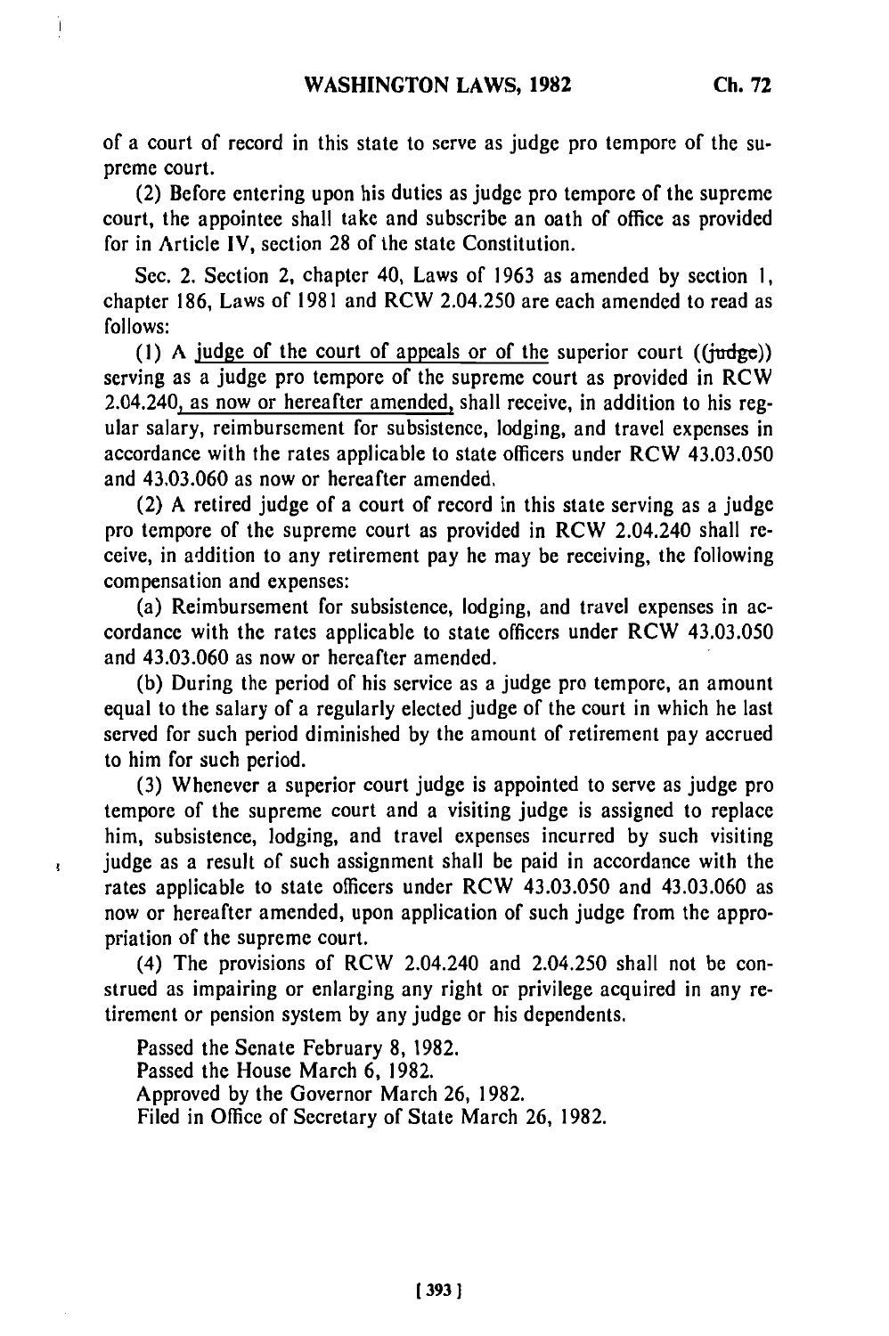of a court of record in this state to serve as judge pro tempore of the supreme court.

(2) Before entering upon his duties as judge pro tempore of the supreme court, the appointee shall take and subscribe an oath of office as provided for in Article IV, section 28 of the state Constitution.

Sec. 2. Section 2, chapter 40, Laws of 1963 as amended by section 1, chapter 186, Laws of 1981 and RCW 2.04.250 are each amended to read as follows:

(1) A judge of the court of appeals or of the superior court ((~~judge~~)) serving as a judge pro tempore of the supreme court as provided in RCW 2.04.240, as now or hereafter amended, shall receive, in addition to his regular salary, reimbursement for subsistence, lodging, and travel expenses in accordance with the rates applicable to state officers under RCW 43.03.050 and 43.03.060 as now or hereafter amended.

(2) A retired judge of a court of record in this state serving as a judge pro tempore of the supreme court as provided in RCW 2.04.240 shall receive, in addition to any retirement pay he may be receiving, the following compensation and expenses:

(a) Reimbursement for subsistence, lodging, and travel expenses in accordance with the rates applicable to state officers under RCW 43.03.050 and 43.03.060 as now or hereafter amended.

(b) During the period of his service as a judge pro tempore, an amount equal to the salary of a regularly elected judge of the court in which he last served for such period diminished by the amount of retirement pay accrued to him for such period.

(3) Whenever a superior court judge is appointed to serve as judge pro tempore of the supreme court and a visiting judge is assigned to replace him, subsistence, lodging, and travel expenses incurred by such visiting judge as a result of such assignment shall be paid in accordance with the rates applicable to state officers under RCW 43.03.050 and 43.03.060 as now or hereafter amended, upon application of such judge from the appropriation of the supreme court.

(4) The provisions of RCW 2.04.240 and 2.04.250 shall not be construed as impairing or enlarging any right or privilege acquired in any retirement or pension system by any judge or his dependents.

Passed the Senate February 8, 1982.
Passed the House March 6, 1982.
Approved by the Governor March 26, 1982.
Filed in Office of Secretary of State March 26, 1982.